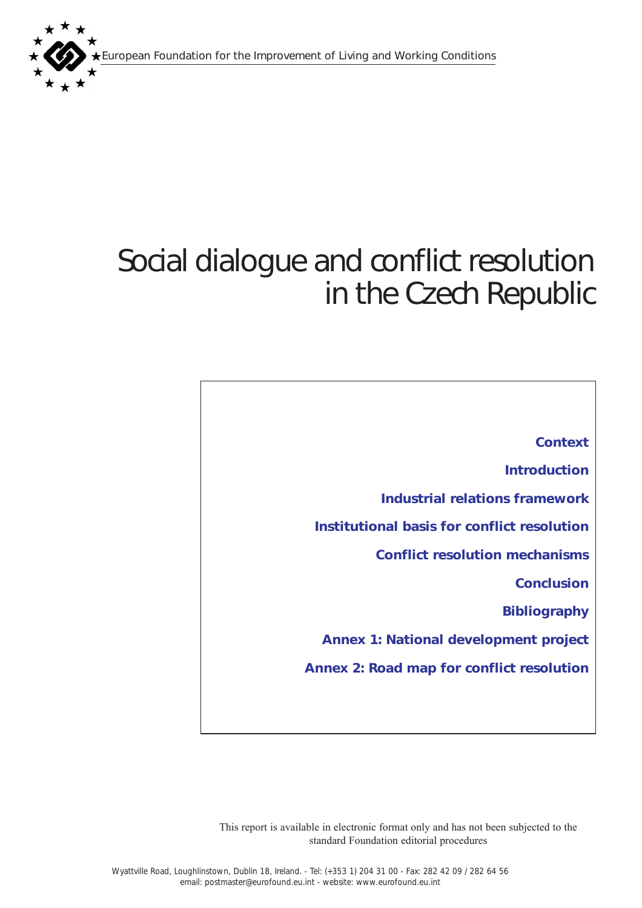European Foundation for the Improvement of Living and Working Conditions

# Social dialogue and conflict resolution in the Czech Republic

**Context**

**Introduction**

**Industrial relations framework**

**Institutional basis for conflict resolution**

**Conflict resolution mechanisms**

**Conclusion**

**Bibliography**

**Annex 1: National development project**

**Annex 2: Road map for conflict resolution**

This report is available in electronic format only and has not been subjected to the standard Foundation editorial procedures

Wyattville Road, Loughlinstown, Dublin 18, Ireland. - Tel: (+353 1) 204 31 00 - Fax: 282 42 09 / 282 64 56
email: postmaster@eurofound.eu.int - website: www.eurofound.eu.int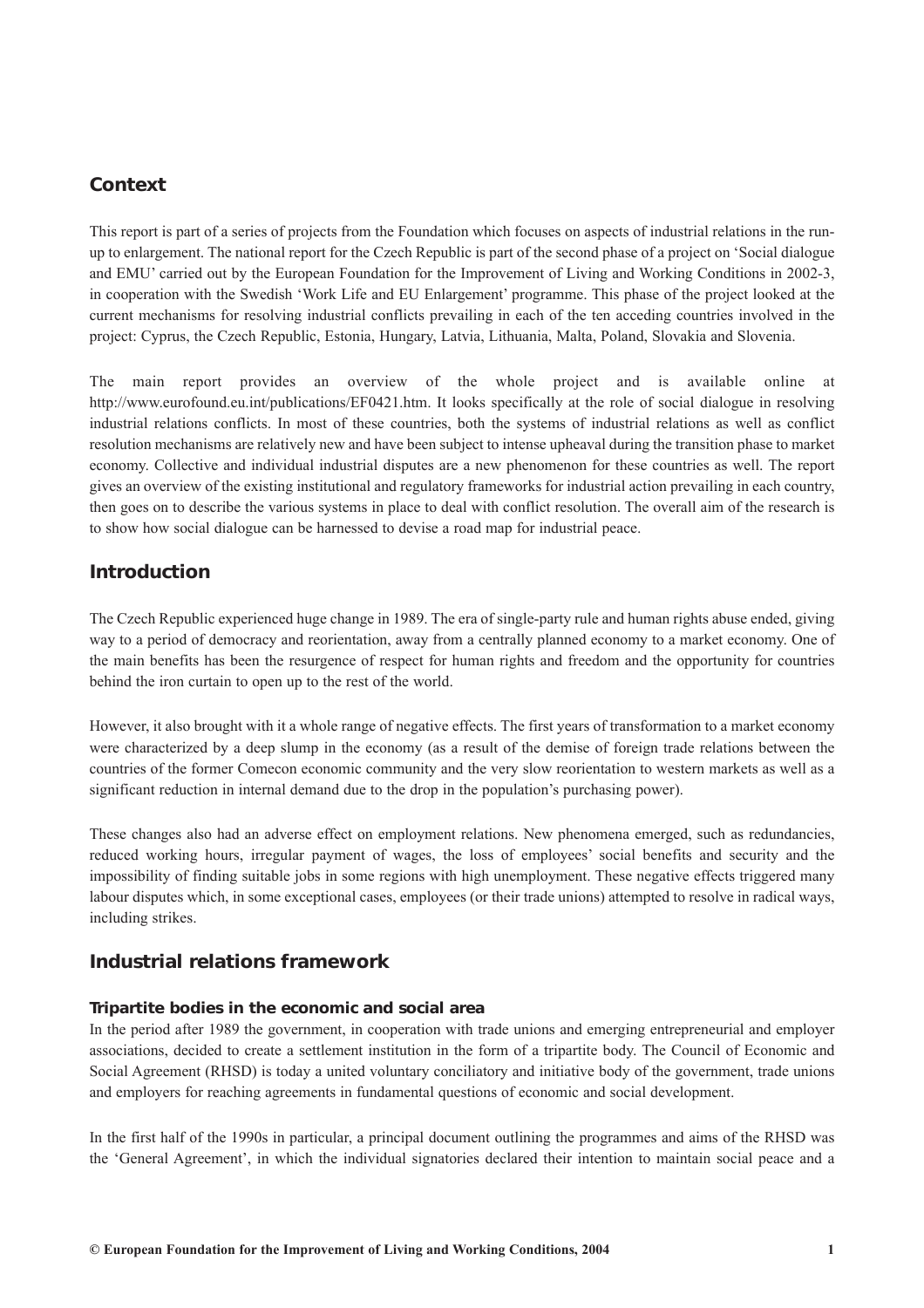## Context

This report is part of a series of projects from the Foundation which focuses on aspects of industrial relations in the run-up to enlargement. The national report for the Czech Republic is part of the second phase of a project on 'Social dialogue and EMU' carried out by the European Foundation for the Improvement of Living and Working Conditions in 2002-3, in cooperation with the Swedish 'Work Life and EU Enlargement' programme. This phase of the project looked at the current mechanisms for resolving industrial conflicts prevailing in each of the ten acceding countries involved in the project: Cyprus, the Czech Republic, Estonia, Hungary, Latvia, Lithuania, Malta, Poland, Slovakia and Slovenia.

The main report provides an overview of the whole project and is available online at http://www.eurofound.eu.int/publications/EF0421.htm. It looks specifically at the role of social dialogue in resolving industrial relations conflicts. In most of these countries, both the systems of industrial relations as well as conflict resolution mechanisms are relatively new and have been subject to intense upheaval during the transition phase to market economy. Collective and individual industrial disputes are a new phenomenon for these countries as well. The report gives an overview of the existing institutional and regulatory frameworks for industrial action prevailing in each country, then goes on to describe the various systems in place to deal with conflict resolution. The overall aim of the research is to show how social dialogue can be harnessed to devise a road map for industrial peace.

## Introduction

The Czech Republic experienced huge change in 1989. The era of single-party rule and human rights abuse ended, giving way to a period of democracy and reorientation, away from a centrally planned economy to a market economy. One of the main benefits has been the resurgence of respect for human rights and freedom and the opportunity for countries behind the iron curtain to open up to the rest of the world.

However, it also brought with it a whole range of negative effects. The first years of transformation to a market economy were characterized by a deep slump in the economy (as a result of the demise of foreign trade relations between the countries of the former Comecon economic community and the very slow reorientation to western markets as well as a significant reduction in internal demand due to the drop in the population's purchasing power).

These changes also had an adverse effect on employment relations. New phenomena emerged, such as redundancies, reduced working hours, irregular payment of wages, the loss of employees' social benefits and security and the impossibility of finding suitable jobs in some regions with high unemployment. These negative effects triggered many labour disputes which, in some exceptional cases, employees (or their trade unions) attempted to resolve in radical ways, including strikes.

## Industrial relations framework

### Tripartite bodies in the economic and social area

In the period after 1989 the government, in cooperation with trade unions and emerging entrepreneurial and employer associations, decided to create a settlement institution in the form of a tripartite body. The Council of Economic and Social Agreement (RHSD) is today a united voluntary conciliatory and initiative body of the government, trade unions and employers for reaching agreements in fundamental questions of economic and social development.

In the first half of the 1990s in particular, a principal document outlining the programmes and aims of the RHSD was the 'General Agreement', in which the individual signatories declared their intention to maintain social peace and a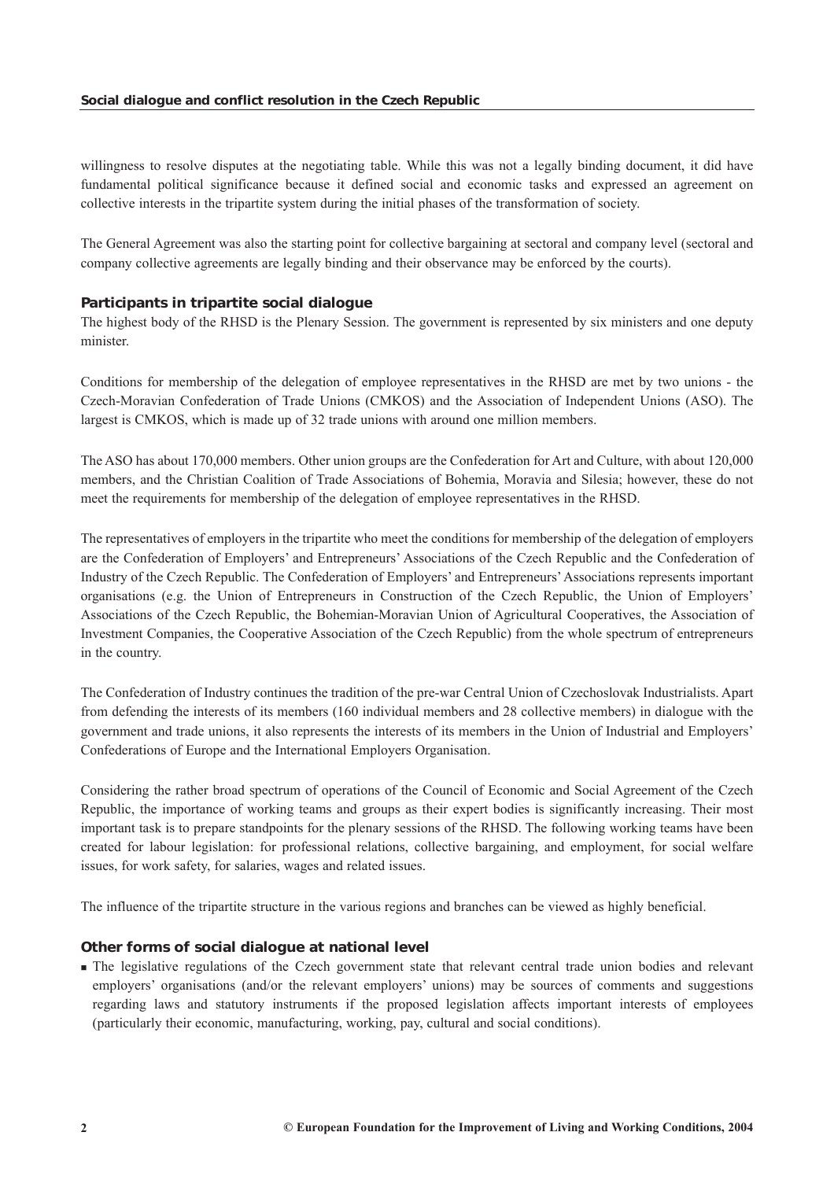willingness to resolve disputes at the negotiating table. While this was not a legally binding document, it did have fundamental political significance because it defined social and economic tasks and expressed an agreement on collective interests in the tripartite system during the initial phases of the transformation of society.

The General Agreement was also the starting point for collective bargaining at sectoral and company level (sectoral and company collective agreements are legally binding and their observance may be enforced by the courts).

### Participants in tripartite social dialogue

The highest body of the RHSD is the Plenary Session. The government is represented by six ministers and one deputy minister.

Conditions for membership of the delegation of employee representatives in the RHSD are met by two unions - the Czech-Moravian Confederation of Trade Unions (CMKOS) and the Association of Independent Unions (ASO). The largest is CMKOS, which is made up of 32 trade unions with around one million members.

The ASO has about 170,000 members. Other union groups are the Confederation for Art and Culture, with about 120,000 members, and the Christian Coalition of Trade Associations of Bohemia, Moravia and Silesia; however, these do not meet the requirements for membership of the delegation of employee representatives in the RHSD.

The representatives of employers in the tripartite who meet the conditions for membership of the delegation of employers are the Confederation of Employers' and Entrepreneurs' Associations of the Czech Republic and the Confederation of Industry of the Czech Republic. The Confederation of Employers' and Entrepreneurs' Associations represents important organisations (e.g. the Union of Entrepreneurs in Construction of the Czech Republic, the Union of Employers' Associations of the Czech Republic, the Bohemian-Moravian Union of Agricultural Cooperatives, the Association of Investment Companies, the Cooperative Association of the Czech Republic) from the whole spectrum of entrepreneurs in the country.

The Confederation of Industry continues the tradition of the pre-war Central Union of Czechoslovak Industrialists. Apart from defending the interests of its members (160 individual members and 28 collective members) in dialogue with the government and trade unions, it also represents the interests of its members in the Union of Industrial and Employers' Confederations of Europe and the International Employers Organisation.

Considering the rather broad spectrum of operations of the Council of Economic and Social Agreement of the Czech Republic, the importance of working teams and groups as their expert bodies is significantly increasing. Their most important task is to prepare standpoints for the plenary sessions of the RHSD. The following working teams have been created for labour legislation: for professional relations, collective bargaining, and employment, for social welfare issues, for work safety, for salaries, wages and related issues.

The influence of the tripartite structure in the various regions and branches can be viewed as highly beneficial.

### Other forms of social dialogue at national level

- The legislative regulations of the Czech government state that relevant central trade union bodies and relevant employers' organisations (and/or the relevant employers' unions) may be sources of comments and suggestions regarding laws and statutory instruments if the proposed legislation affects important interests of employees (particularly their economic, manufacturing, working, pay, cultural and social conditions).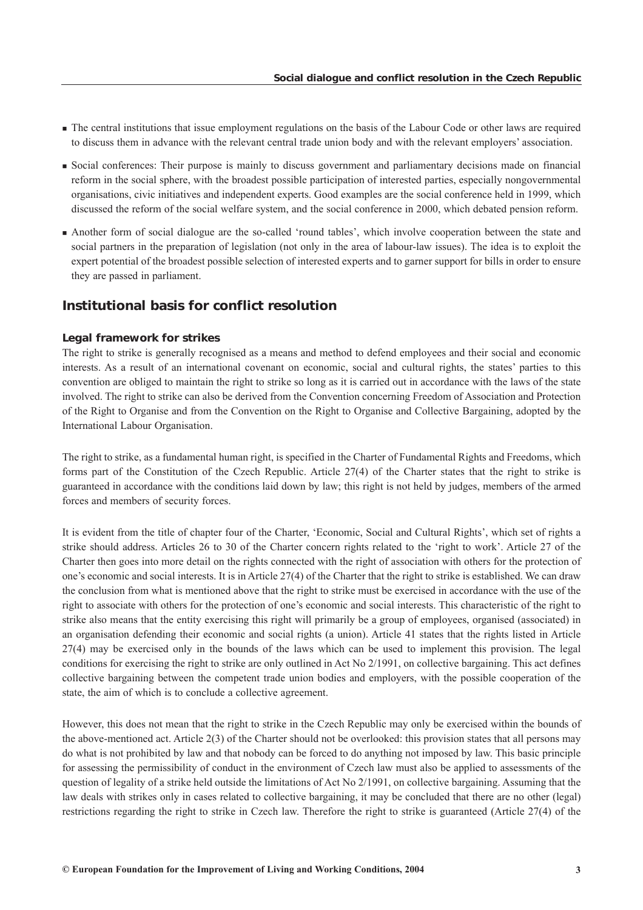- The central institutions that issue employment regulations on the basis of the Labour Code or other laws are required to discuss them in advance with the relevant central trade union body and with the relevant employers' association.
- Social conferences: Their purpose is mainly to discuss government and parliamentary decisions made on financial reform in the social sphere, with the broadest possible participation of interested parties, especially nongovernmental organisations, civic initiatives and independent experts. Good examples are the social conference held in 1999, which discussed the reform of the social welfare system, and the social conference in 2000, which debated pension reform.
- Another form of social dialogue are the so-called 'round tables', which involve cooperation between the state and social partners in the preparation of legislation (not only in the area of labour-law issues). The idea is to exploit the expert potential of the broadest possible selection of interested experts and to garner support for bills in order to ensure they are passed in parliament.

## Institutional basis for conflict resolution

### Legal framework for strikes

The right to strike is generally recognised as a means and method to defend employees and their social and economic interests. As a result of an international covenant on economic, social and cultural rights, the states' parties to this convention are obliged to maintain the right to strike so long as it is carried out in accordance with the laws of the state involved. The right to strike can also be derived from the Convention concerning Freedom of Association and Protection of the Right to Organise and from the Convention on the Right to Organise and Collective Bargaining, adopted by the International Labour Organisation.

The right to strike, as a fundamental human right, is specified in the Charter of Fundamental Rights and Freedoms, which forms part of the Constitution of the Czech Republic. Article 27(4) of the Charter states that the right to strike is guaranteed in accordance with the conditions laid down by law; this right is not held by judges, members of the armed forces and members of security forces.

It is evident from the title of chapter four of the Charter, 'Economic, Social and Cultural Rights', which set of rights a strike should address. Articles 26 to 30 of the Charter concern rights related to the 'right to work'. Article 27 of the Charter then goes into more detail on the rights connected with the right of association with others for the protection of one's economic and social interests. It is in Article 27(4) of the Charter that the right to strike is established. We can draw the conclusion from what is mentioned above that the right to strike must be exercised in accordance with the use of the right to associate with others for the protection of one's economic and social interests. This characteristic of the right to strike also means that the entity exercising this right will primarily be a group of employees, organised (associated) in an organisation defending their economic and social rights (a union). Article 41 states that the rights listed in Article 27(4) may be exercised only in the bounds of the laws which can be used to implement this provision. The legal conditions for exercising the right to strike are only outlined in Act No 2/1991, on collective bargaining. This act defines collective bargaining between the competent trade union bodies and employers, with the possible cooperation of the state, the aim of which is to conclude a collective agreement.

However, this does not mean that the right to strike in the Czech Republic may only be exercised within the bounds of the above-mentioned act. Article 2(3) of the Charter should not be overlooked: this provision states that all persons may do what is not prohibited by law and that nobody can be forced to do anything not imposed by law. This basic principle for assessing the permissibility of conduct in the environment of Czech law must also be applied to assessments of the question of legality of a strike held outside the limitations of Act No 2/1991, on collective bargaining. Assuming that the law deals with strikes only in cases related to collective bargaining, it may be concluded that there are no other (legal) restrictions regarding the right to strike in Czech law. Therefore the right to strike is guaranteed (Article 27(4) of the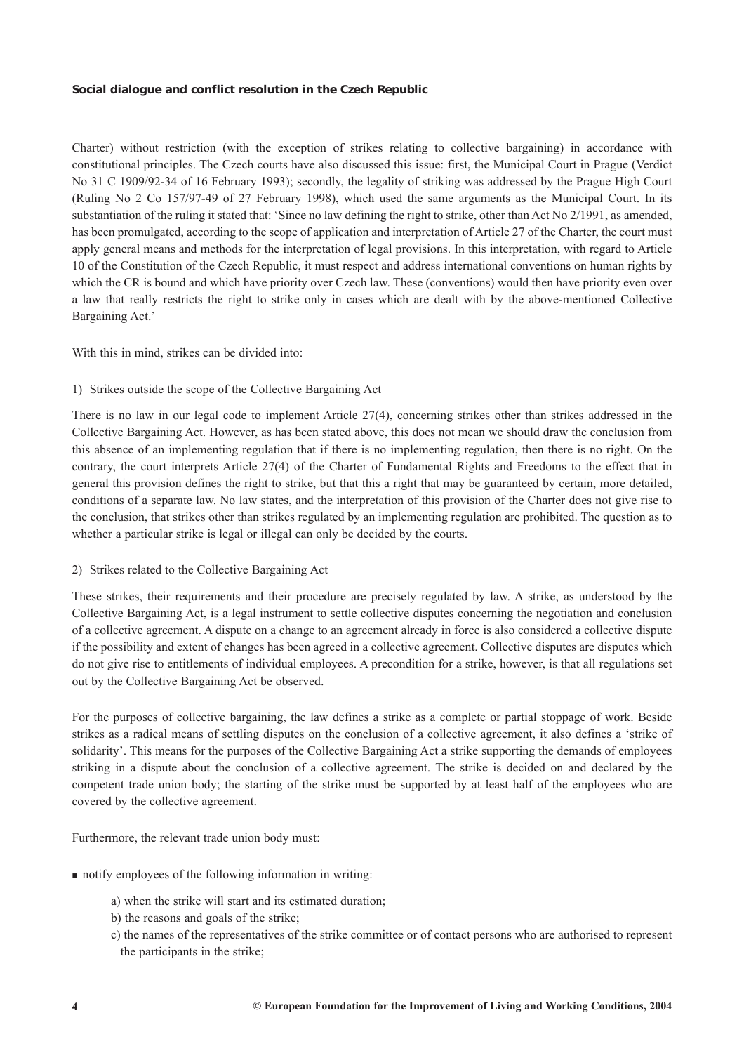Charter) without restriction (with the exception of strikes relating to collective bargaining) in accordance with constitutional principles. The Czech courts have also discussed this issue: first, the Municipal Court in Prague (Verdict No 31 C 1909/92-34 of 16 February 1993); secondly, the legality of striking was addressed by the Prague High Court (Ruling No 2 Co 157/97-49 of 27 February 1998), which used the same arguments as the Municipal Court. In its substantiation of the ruling it stated that: 'Since no law defining the right to strike, other than Act No 2/1991, as amended, has been promulgated, according to the scope of application and interpretation of Article 27 of the Charter, the court must apply general means and methods for the interpretation of legal provisions. In this interpretation, with regard to Article 10 of the Constitution of the Czech Republic, it must respect and address international conventions on human rights by which the CR is bound and which have priority over Czech law. These (conventions) would then have priority even over a law that really restricts the right to strike only in cases which are dealt with by the above-mentioned Collective Bargaining Act.'

With this in mind, strikes can be divided into:

1) Strikes outside the scope of the Collective Bargaining Act

There is no law in our legal code to implement Article 27(4), concerning strikes other than strikes addressed in the Collective Bargaining Act. However, as has been stated above, this does not mean we should draw the conclusion from this absence of an implementing regulation that if there is no implementing regulation, then there is no right. On the contrary, the court interprets Article 27(4) of the Charter of Fundamental Rights and Freedoms to the effect that in general this provision defines the right to strike, but that this a right that may be guaranteed by certain, more detailed, conditions of a separate law. No law states, and the interpretation of this provision of the Charter does not give rise to the conclusion, that strikes other than strikes regulated by an implementing regulation are prohibited. The question as to whether a particular strike is legal or illegal can only be decided by the courts.

2) Strikes related to the Collective Bargaining Act

These strikes, their requirements and their procedure are precisely regulated by law. A strike, as understood by the Collective Bargaining Act, is a legal instrument to settle collective disputes concerning the negotiation and conclusion of a collective agreement. A dispute on a change to an agreement already in force is also considered a collective dispute if the possibility and extent of changes has been agreed in a collective agreement. Collective disputes are disputes which do not give rise to entitlements of individual employees. A precondition for a strike, however, is that all regulations set out by the Collective Bargaining Act be observed.

For the purposes of collective bargaining, the law defines a strike as a complete or partial stoppage of work. Beside strikes as a radical means of settling disputes on the conclusion of a collective agreement, it also defines a 'strike of solidarity'. This means for the purposes of the Collective Bargaining Act a strike supporting the demands of employees striking in a dispute about the conclusion of a collective agreement. The strike is decided on and declared by the competent trade union body; the starting of the strike must be supported by at least half of the employees who are covered by the collective agreement.

Furthermore, the relevant trade union body must:

- notify employees of the following information in writing:
  - a) when the strike will start and its estimated duration;
  - b) the reasons and goals of the strike;
  - c) the names of the representatives of the strike committee or of contact persons who are authorised to represent the participants in the strike;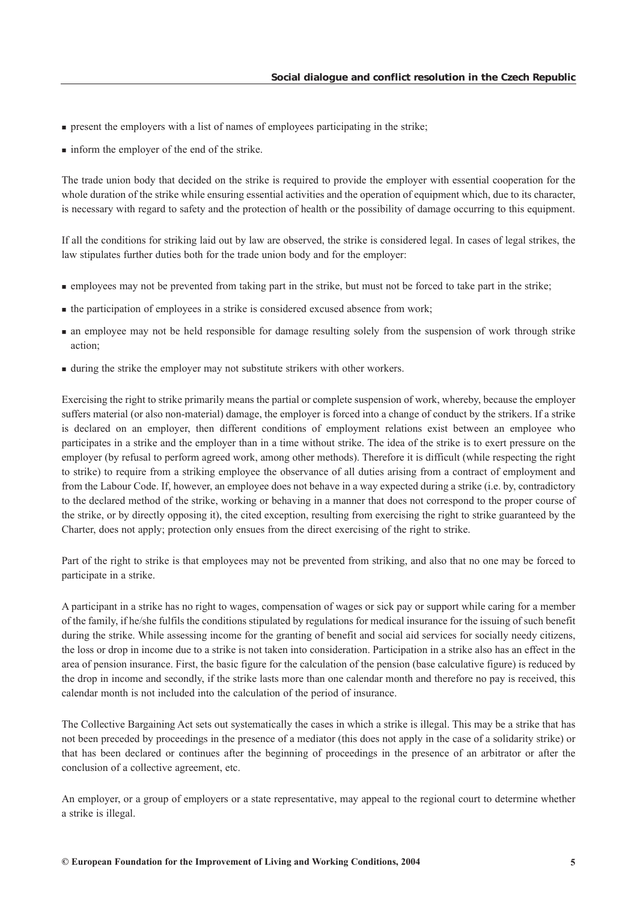- present the employers with a list of names of employees participating in the strike;
- inform the employer of the end of the strike.

The trade union body that decided on the strike is required to provide the employer with essential cooperation for the whole duration of the strike while ensuring essential activities and the operation of equipment which, due to its character, is necessary with regard to safety and the protection of health or the possibility of damage occurring to this equipment.

If all the conditions for striking laid out by law are observed, the strike is considered legal. In cases of legal strikes, the law stipulates further duties both for the trade union body and for the employer:

- employees may not be prevented from taking part in the strike, but must not be forced to take part in the strike;
- the participation of employees in a strike is considered excused absence from work;
- an employee may not be held responsible for damage resulting solely from the suspension of work through strike action;
- during the strike the employer may not substitute strikers with other workers.

Exercising the right to strike primarily means the partial or complete suspension of work, whereby, because the employer suffers material (or also non-material) damage, the employer is forced into a change of conduct by the strikers. If a strike is declared on an employer, then different conditions of employment relations exist between an employee who participates in a strike and the employer than in a time without strike. The idea of the strike is to exert pressure on the employer (by refusal to perform agreed work, among other methods). Therefore it is difficult (while respecting the right to strike) to require from a striking employee the observance of all duties arising from a contract of employment and from the Labour Code. If, however, an employee does not behave in a way expected during a strike (i.e. by, contradictory to the declared method of the strike, working or behaving in a manner that does not correspond to the proper course of the strike, or by directly opposing it), the cited exception, resulting from exercising the right to strike guaranteed by the Charter, does not apply; protection only ensues from the direct exercising of the right to strike.

Part of the right to strike is that employees may not be prevented from striking, and also that no one may be forced to participate in a strike.

A participant in a strike has no right to wages, compensation of wages or sick pay or support while caring for a member of the family, if he/she fulfils the conditions stipulated by regulations for medical insurance for the issuing of such benefit during the strike. While assessing income for the granting of benefit and social aid services for socially needy citizens, the loss or drop in income due to a strike is not taken into consideration. Participation in a strike also has an effect in the area of pension insurance. First, the basic figure for the calculation of the pension (base calculative figure) is reduced by the drop in income and secondly, if the strike lasts more than one calendar month and therefore no pay is received, this calendar month is not included into the calculation of the period of insurance.

The Collective Bargaining Act sets out systematically the cases in which a strike is illegal. This may be a strike that has not been preceded by proceedings in the presence of a mediator (this does not apply in the case of a solidarity strike) or that has been declared or continues after the beginning of proceedings in the presence of an arbitrator or after the conclusion of a collective agreement, etc.

An employer, or a group of employers or a state representative, may appeal to the regional court to determine whether a strike is illegal.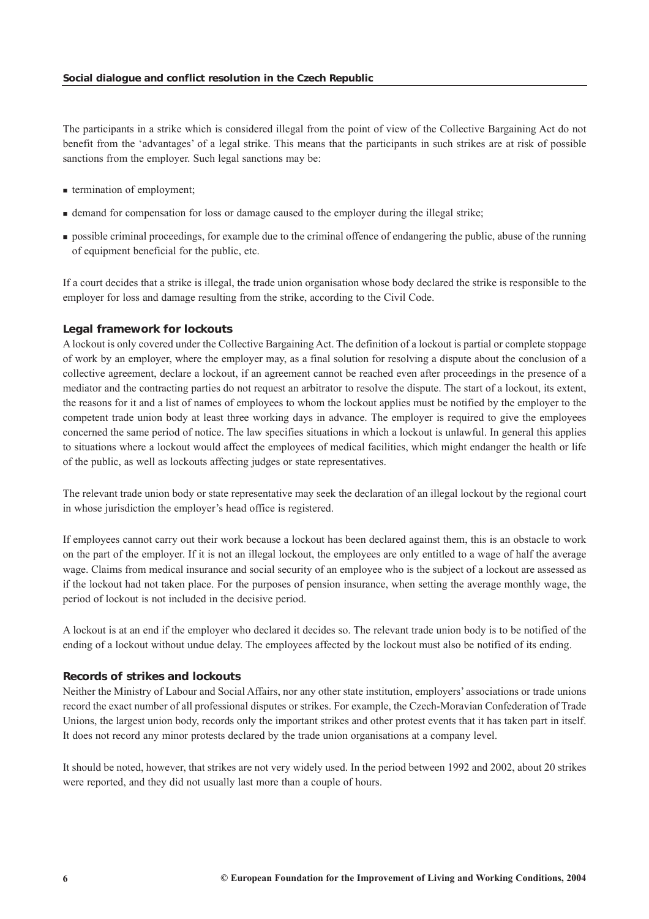The participants in a strike which is considered illegal from the point of view of the Collective Bargaining Act do not benefit from the 'advantages' of a legal strike. This means that the participants in such strikes are at risk of possible sanctions from the employer. Such legal sanctions may be:

- termination of employment;
- demand for compensation for loss or damage caused to the employer during the illegal strike;
- possible criminal proceedings, for example due to the criminal offence of endangering the public, abuse of the running of equipment beneficial for the public, etc.

If a court decides that a strike is illegal, the trade union organisation whose body declared the strike is responsible to the employer for loss and damage resulting from the strike, according to the Civil Code.

### Legal framework for lockouts

A lockout is only covered under the Collective Bargaining Act. The definition of a lockout is partial or complete stoppage of work by an employer, where the employer may, as a final solution for resolving a dispute about the conclusion of a collective agreement, declare a lockout, if an agreement cannot be reached even after proceedings in the presence of a mediator and the contracting parties do not request an arbitrator to resolve the dispute. The start of a lockout, its extent, the reasons for it and a list of names of employees to whom the lockout applies must be notified by the employer to the competent trade union body at least three working days in advance. The employer is required to give the employees concerned the same period of notice. The law specifies situations in which a lockout is unlawful. In general this applies to situations where a lockout would affect the employees of medical facilities, which might endanger the health or life of the public, as well as lockouts affecting judges or state representatives.

The relevant trade union body or state representative may seek the declaration of an illegal lockout by the regional court in whose jurisdiction the employer's head office is registered.

If employees cannot carry out their work because a lockout has been declared against them, this is an obstacle to work on the part of the employer. If it is not an illegal lockout, the employees are only entitled to a wage of half the average wage. Claims from medical insurance and social security of an employee who is the subject of a lockout are assessed as if the lockout had not taken place. For the purposes of pension insurance, when setting the average monthly wage, the period of lockout is not included in the decisive period.

A lockout is at an end if the employer who declared it decides so. The relevant trade union body is to be notified of the ending of a lockout without undue delay. The employees affected by the lockout must also be notified of its ending.

### Records of strikes and lockouts

Neither the Ministry of Labour and Social Affairs, nor any other state institution, employers' associations or trade unions record the exact number of all professional disputes or strikes. For example, the Czech-Moravian Confederation of Trade Unions, the largest union body, records only the important strikes and other protest events that it has taken part in itself. It does not record any minor protests declared by the trade union organisations at a company level.

It should be noted, however, that strikes are not very widely used. In the period between 1992 and 2002, about 20 strikes were reported, and they did not usually last more than a couple of hours.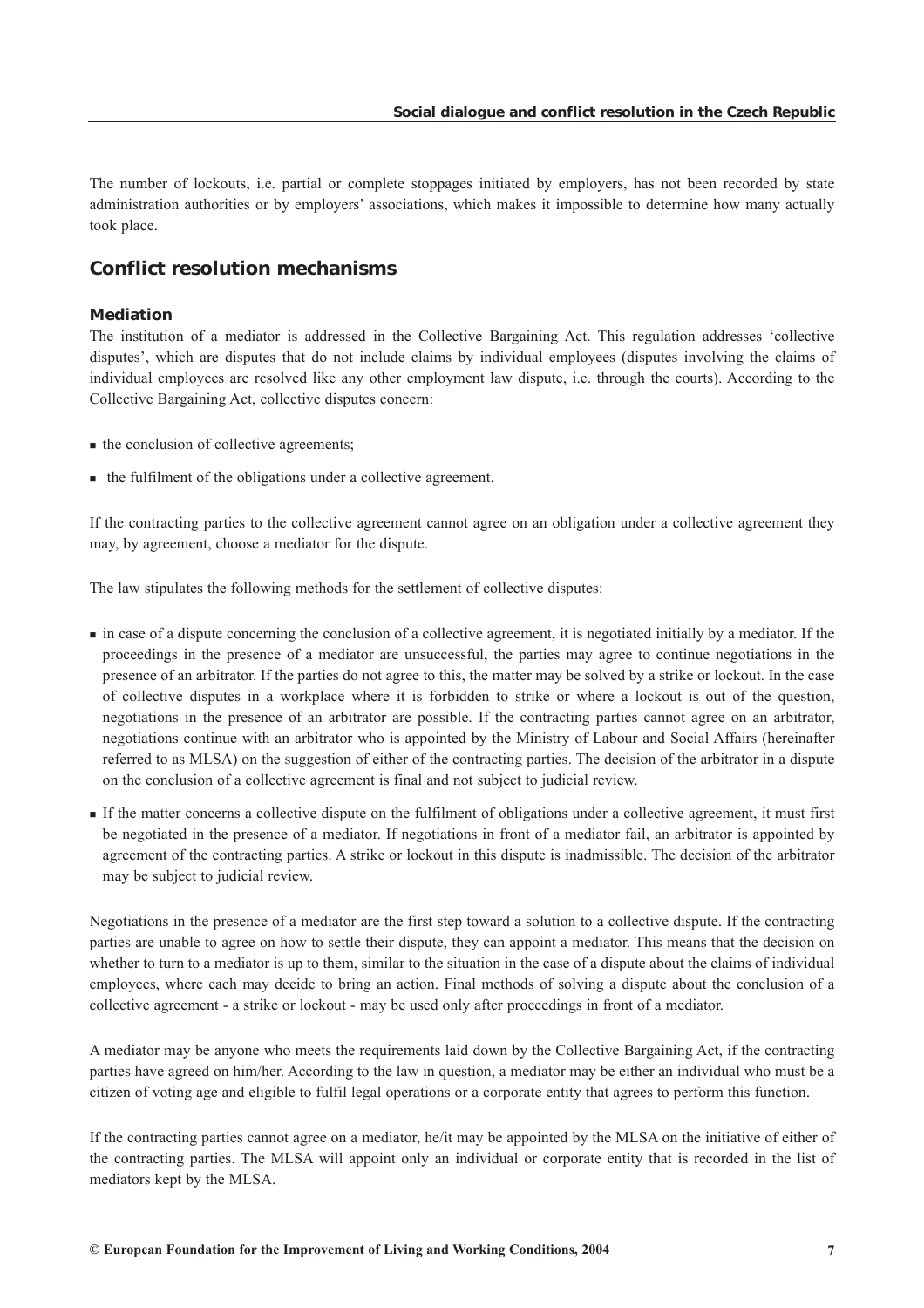The number of lockouts, i.e. partial or complete stoppages initiated by employers, has not been recorded by state administration authorities or by employers' associations, which makes it impossible to determine how many actually took place.

## Conflict resolution mechanisms

### Mediation

The institution of a mediator is addressed in the Collective Bargaining Act. This regulation addresses 'collective disputes', which are disputes that do not include claims by individual employees (disputes involving the claims of individual employees are resolved like any other employment law dispute, i.e. through the courts). According to the Collective Bargaining Act, collective disputes concern:

- the conclusion of collective agreements;
- the fulfilment of the obligations under a collective agreement.

If the contracting parties to the collective agreement cannot agree on an obligation under a collective agreement they may, by agreement, choose a mediator for the dispute.

The law stipulates the following methods for the settlement of collective disputes:

- in case of a dispute concerning the conclusion of a collective agreement, it is negotiated initially by a mediator. If the proceedings in the presence of a mediator are unsuccessful, the parties may agree to continue negotiations in the presence of an arbitrator. If the parties do not agree to this, the matter may be solved by a strike or lockout. In the case of collective disputes in a workplace where it is forbidden to strike or where a lockout is out of the question, negotiations in the presence of an arbitrator are possible. If the contracting parties cannot agree on an arbitrator, negotiations continue with an arbitrator who is appointed by the Ministry of Labour and Social Affairs (hereinafter referred to as MLSA) on the suggestion of either of the contracting parties. The decision of the arbitrator in a dispute on the conclusion of a collective agreement is final and not subject to judicial review.
- If the matter concerns a collective dispute on the fulfilment of obligations under a collective agreement, it must first be negotiated in the presence of a mediator. If negotiations in front of a mediator fail, an arbitrator is appointed by agreement of the contracting parties. A strike or lockout in this dispute is inadmissible. The decision of the arbitrator may be subject to judicial review.

Negotiations in the presence of a mediator are the first step toward a solution to a collective dispute. If the contracting parties are unable to agree on how to settle their dispute, they can appoint a mediator. This means that the decision on whether to turn to a mediator is up to them, similar to the situation in the case of a dispute about the claims of individual employees, where each may decide to bring an action. Final methods of solving a dispute about the conclusion of a collective agreement - a strike or lockout - may be used only after proceedings in front of a mediator.

A mediator may be anyone who meets the requirements laid down by the Collective Bargaining Act, if the contracting parties have agreed on him/her. According to the law in question, a mediator may be either an individual who must be a citizen of voting age and eligible to fulfil legal operations or a corporate entity that agrees to perform this function.

If the contracting parties cannot agree on a mediator, he/it may be appointed by the MLSA on the initiative of either of the contracting parties. The MLSA will appoint only an individual or corporate entity that is recorded in the list of mediators kept by the MLSA.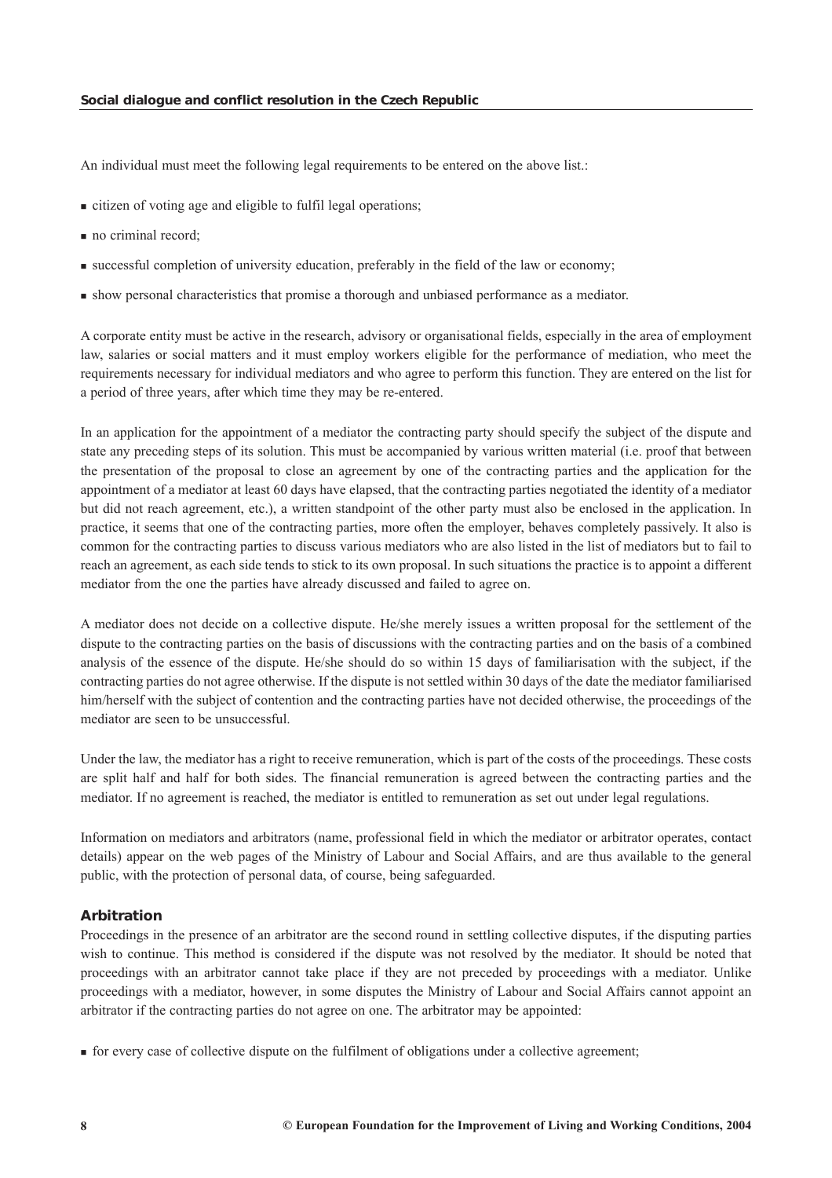An individual must meet the following legal requirements to be entered on the above list.:

- citizen of voting age and eligible to fulfil legal operations;
- no criminal record;
- successful completion of university education, preferably in the field of the law or economy;
- show personal characteristics that promise a thorough and unbiased performance as a mediator.

A corporate entity must be active in the research, advisory or organisational fields, especially in the area of employment law, salaries or social matters and it must employ workers eligible for the performance of mediation, who meet the requirements necessary for individual mediators and who agree to perform this function. They are entered on the list for a period of three years, after which time they may be re-entered.

In an application for the appointment of a mediator the contracting party should specify the subject of the dispute and state any preceding steps of its solution. This must be accompanied by various written material (i.e. proof that between the presentation of the proposal to close an agreement by one of the contracting parties and the application for the appointment of a mediator at least 60 days have elapsed, that the contracting parties negotiated the identity of a mediator but did not reach agreement, etc.), a written standpoint of the other party must also be enclosed in the application. In practice, it seems that one of the contracting parties, more often the employer, behaves completely passively. It also is common for the contracting parties to discuss various mediators who are also listed in the list of mediators but to fail to reach an agreement, as each side tends to stick to its own proposal. In such situations the practice is to appoint a different mediator from the one the parties have already discussed and failed to agree on.

A mediator does not decide on a collective dispute. He/she merely issues a written proposal for the settlement of the dispute to the contracting parties on the basis of discussions with the contracting parties and on the basis of a combined analysis of the essence of the dispute. He/she should do so within 15 days of familiarisation with the subject, if the contracting parties do not agree otherwise. If the dispute is not settled within 30 days of the date the mediator familiarised him/herself with the subject of contention and the contracting parties have not decided otherwise, the proceedings of the mediator are seen to be unsuccessful.

Under the law, the mediator has a right to receive remuneration, which is part of the costs of the proceedings. These costs are split half and half for both sides. The financial remuneration is agreed between the contracting parties and the mediator. If no agreement is reached, the mediator is entitled to remuneration as set out under legal regulations.

Information on mediators and arbitrators (name, professional field in which the mediator or arbitrator operates, contact details) appear on the web pages of the Ministry of Labour and Social Affairs, and are thus available to the general public, with the protection of personal data, of course, being safeguarded.

### Arbitration

Proceedings in the presence of an arbitrator are the second round in settling collective disputes, if the disputing parties wish to continue. This method is considered if the dispute was not resolved by the mediator. It should be noted that proceedings with an arbitrator cannot take place if they are not preceded by proceedings with a mediator. Unlike proceedings with a mediator, however, in some disputes the Ministry of Labour and Social Affairs cannot appoint an arbitrator if the contracting parties do not agree on one. The arbitrator may be appointed:

- for every case of collective dispute on the fulfilment of obligations under a collective agreement;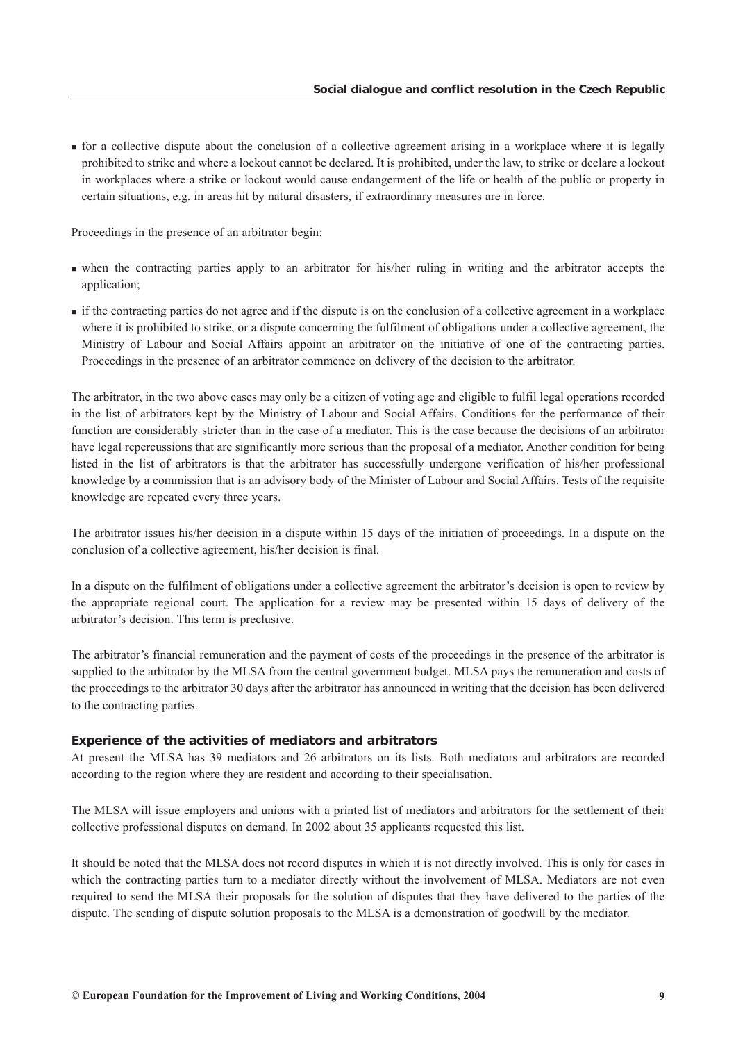- for a collective dispute about the conclusion of a collective agreement arising in a workplace where it is legally prohibited to strike and where a lockout cannot be declared. It is prohibited, under the law, to strike or declare a lockout in workplaces where a strike or lockout would cause endangerment of the life or health of the public or property in certain situations, e.g. in areas hit by natural disasters, if extraordinary measures are in force.

Proceedings in the presence of an arbitrator begin:

- when the contracting parties apply to an arbitrator for his/her ruling in writing and the arbitrator accepts the application;
- if the contracting parties do not agree and if the dispute is on the conclusion of a collective agreement in a workplace where it is prohibited to strike, or a dispute concerning the fulfilment of obligations under a collective agreement, the Ministry of Labour and Social Affairs appoint an arbitrator on the initiative of one of the contracting parties. Proceedings in the presence of an arbitrator commence on delivery of the decision to the arbitrator.

The arbitrator, in the two above cases may only be a citizen of voting age and eligible to fulfil legal operations recorded in the list of arbitrators kept by the Ministry of Labour and Social Affairs. Conditions for the performance of their function are considerably stricter than in the case of a mediator. This is the case because the decisions of an arbitrator have legal repercussions that are significantly more serious than the proposal of a mediator. Another condition for being listed in the list of arbitrators is that the arbitrator has successfully undergone verification of his/her professional knowledge by a commission that is an advisory body of the Minister of Labour and Social Affairs. Tests of the requisite knowledge are repeated every three years.

The arbitrator issues his/her decision in a dispute within 15 days of the initiation of proceedings. In a dispute on the conclusion of a collective agreement, his/her decision is final.

In a dispute on the fulfilment of obligations under a collective agreement the arbitrator's decision is open to review by the appropriate regional court. The application for a review may be presented within 15 days of delivery of the arbitrator's decision. This term is preclusive.

The arbitrator's financial remuneration and the payment of costs of the proceedings in the presence of the arbitrator is supplied to the arbitrator by the MLSA from the central government budget. MLSA pays the remuneration and costs of the proceedings to the arbitrator 30 days after the arbitrator has announced in writing that the decision has been delivered to the contracting parties.

### Experience of the activities of mediators and arbitrators

At present the MLSA has 39 mediators and 26 arbitrators on its lists. Both mediators and arbitrators are recorded according to the region where they are resident and according to their specialisation.

The MLSA will issue employers and unions with a printed list of mediators and arbitrators for the settlement of their collective professional disputes on demand. In 2002 about 35 applicants requested this list.

It should be noted that the MLSA does not record disputes in which it is not directly involved. This is only for cases in which the contracting parties turn to a mediator directly without the involvement of MLSA. Mediators are not even required to send the MLSA their proposals for the solution of disputes that they have delivered to the parties of the dispute. The sending of dispute solution proposals to the MLSA is a demonstration of goodwill by the mediator.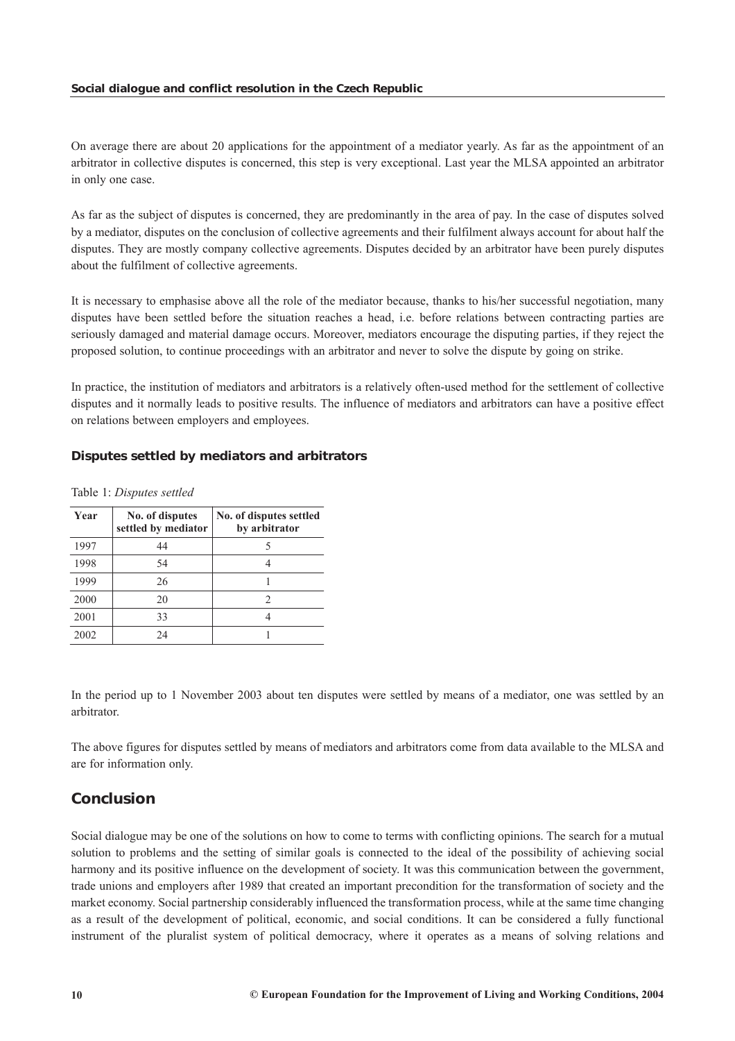On average there are about 20 applications for the appointment of a mediator yearly. As far as the appointment of an arbitrator in collective disputes is concerned, this step is very exceptional. Last year the MLSA appointed an arbitrator in only one case.

As far as the subject of disputes is concerned, they are predominantly in the area of pay. In the case of disputes solved by a mediator, disputes on the conclusion of collective agreements and their fulfilment always account for about half the disputes. They are mostly company collective agreements. Disputes decided by an arbitrator have been purely disputes about the fulfilment of collective agreements.

It is necessary to emphasise above all the role of the mediator because, thanks to his/her successful negotiation, many disputes have been settled before the situation reaches a head, i.e. before relations between contracting parties are seriously damaged and material damage occurs. Moreover, mediators encourage the disputing parties, if they reject the proposed solution, to continue proceedings with an arbitrator and never to solve the dispute by going on strike.

In practice, the institution of mediators and arbitrators is a relatively often-used method for the settlement of collective disputes and it normally leads to positive results. The influence of mediators and arbitrators can have a positive effect on relations between employers and employees.

### Disputes settled by mediators and arbitrators

Table 1: *Disputes settled*

| Year | No. of disputes settled by mediator | No. of disputes settled by arbitrator |
|---|---|---|
| 1997 | 44 | 5 |
| 1998 | 54 | 4 |
| 1999 | 26 | 1 |
| 2000 | 20 | 2 |
| 2001 | 33 | 4 |
| 2002 | 24 | 1 |

In the period up to 1 November 2003 about ten disputes were settled by means of a mediator, one was settled by an arbitrator.

The above figures for disputes settled by means of mediators and arbitrators come from data available to the MLSA and are for information only.

## Conclusion

Social dialogue may be one of the solutions on how to come to terms with conflicting opinions. The search for a mutual solution to problems and the setting of similar goals is connected to the ideal of the possibility of achieving social harmony and its positive influence on the development of society. It was this communication between the government, trade unions and employers after 1989 that created an important precondition for the transformation of society and the market economy. Social partnership considerably influenced the transformation process, while at the same time changing as a result of the development of political, economic, and social conditions. It can be considered a fully functional instrument of the pluralist system of political democracy, where it operates as a means of solving relations and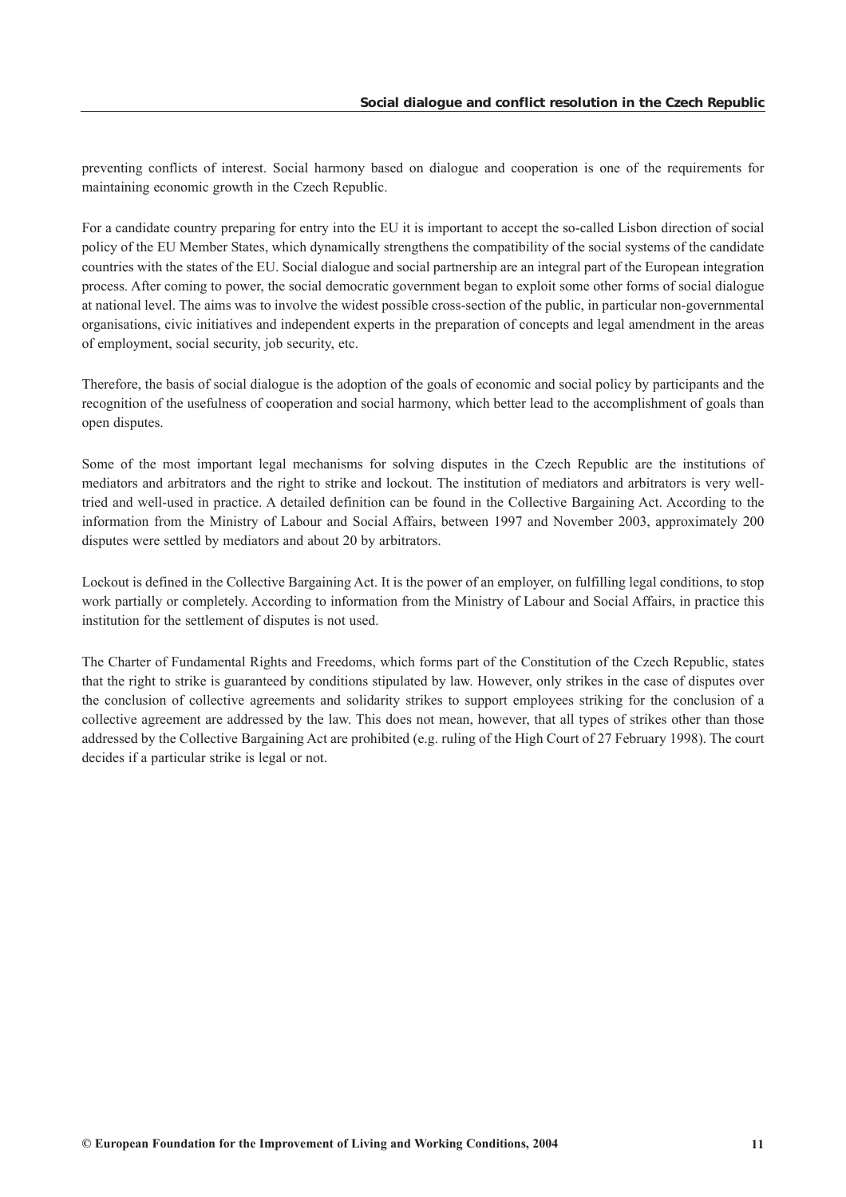preventing conflicts of interest. Social harmony based on dialogue and cooperation is one of the requirements for maintaining economic growth in the Czech Republic.

For a candidate country preparing for entry into the EU it is important to accept the so-called Lisbon direction of social policy of the EU Member States, which dynamically strengthens the compatibility of the social systems of the candidate countries with the states of the EU. Social dialogue and social partnership are an integral part of the European integration process. After coming to power, the social democratic government began to exploit some other forms of social dialogue at national level. The aims was to involve the widest possible cross-section of the public, in particular non-governmental organisations, civic initiatives and independent experts in the preparation of concepts and legal amendment in the areas of employment, social security, job security, etc.

Therefore, the basis of social dialogue is the adoption of the goals of economic and social policy by participants and the recognition of the usefulness of cooperation and social harmony, which better lead to the accomplishment of goals than open disputes.

Some of the most important legal mechanisms for solving disputes in the Czech Republic are the institutions of mediators and arbitrators and the right to strike and lockout. The institution of mediators and arbitrators is very well-tried and well-used in practice. A detailed definition can be found in the Collective Bargaining Act. According to the information from the Ministry of Labour and Social Affairs, between 1997 and November 2003, approximately 200 disputes were settled by mediators and about 20 by arbitrators.

Lockout is defined in the Collective Bargaining Act. It is the power of an employer, on fulfilling legal conditions, to stop work partially or completely. According to information from the Ministry of Labour and Social Affairs, in practice this institution for the settlement of disputes is not used.

The Charter of Fundamental Rights and Freedoms, which forms part of the Constitution of the Czech Republic, states that the right to strike is guaranteed by conditions stipulated by law. However, only strikes in the case of disputes over the conclusion of collective agreements and solidarity strikes to support employees striking for the conclusion of a collective agreement are addressed by the law. This does not mean, however, that all types of strikes other than those addressed by the Collective Bargaining Act are prohibited (e.g. ruling of the High Court of 27 February 1998). The court decides if a particular strike is legal or not.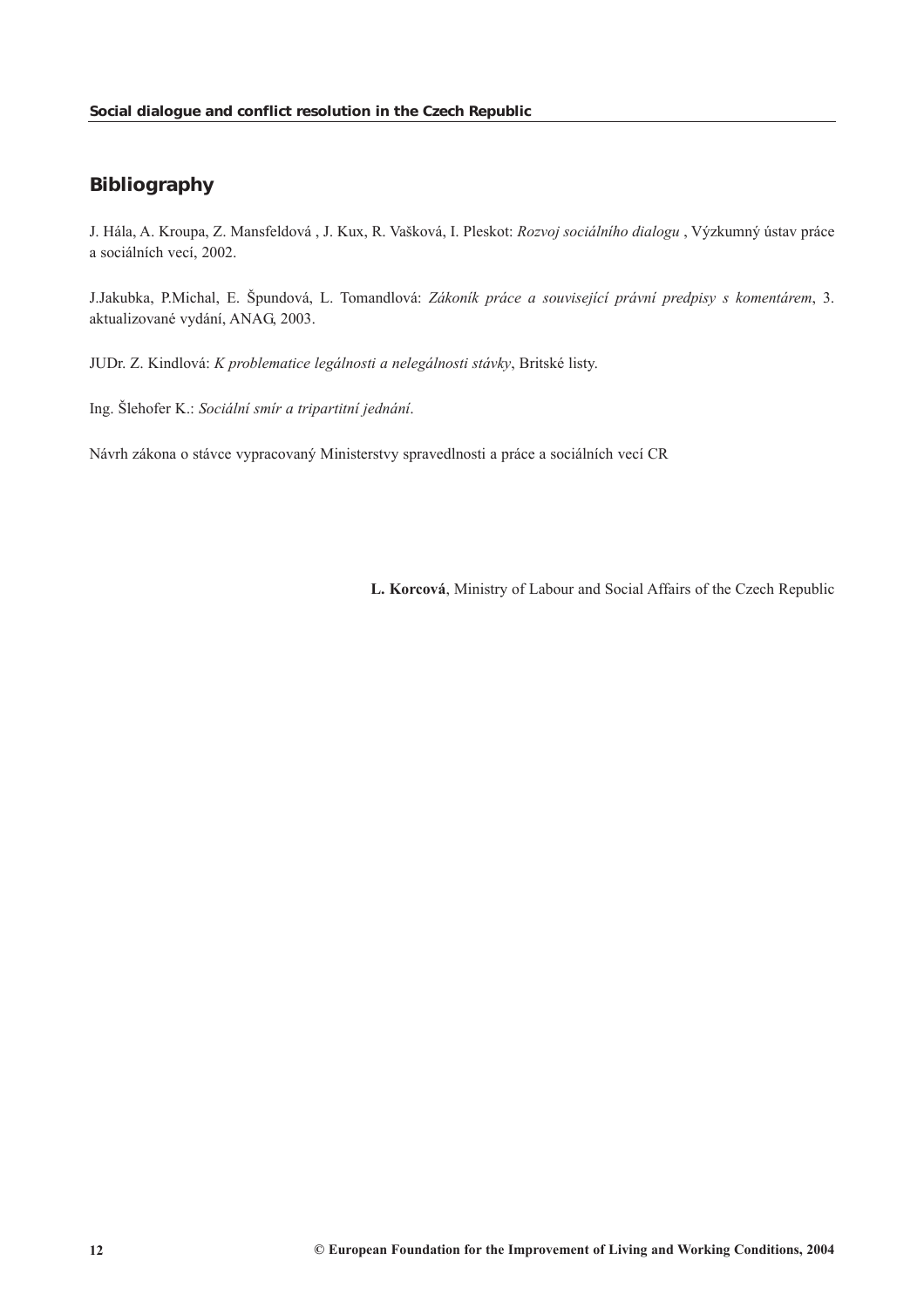## Bibliography

J. Hála, A. Kroupa, Z. Mansfeldová , J. Kux, R. Vašková, I. Pleskot: *Rozvoj sociálního dialogu* , Výzkumný ústav práce a sociálních vecí, 2002.

J.Jakubka, P.Michal, E. Špundová, L. Tomandlová: *Zákoník práce a související právní predpisy s komentárem*, 3. aktualizované vydání, ANAG, 2003.

JUDr. Z. Kindlová: *K problematice legálnosti a nelegálnosti stávky*, Britské listy.

Ing. Šlehofer K.: *Sociální smír a tripartitní jednání*.

Návrh zákona o stávce vypracovaný Ministerstvy spravedlnosti a práce a sociálních vecí CR

**L. Korcová**, Ministry of Labour and Social Affairs of the Czech Republic

**© European Foundation for the Improvement of Living and Working Conditions, 2004**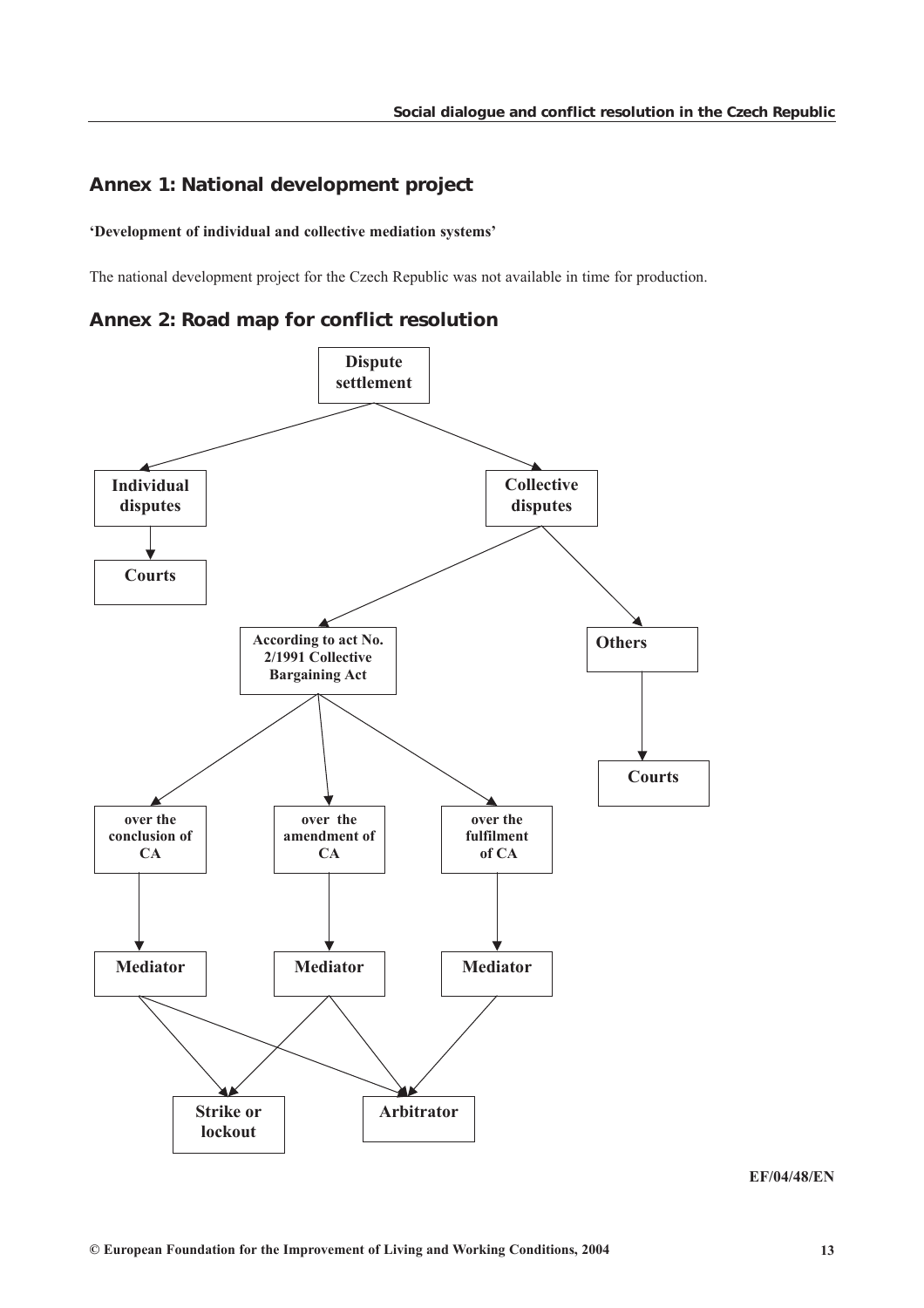## Annex 1: National development project

**'Development of individual and collective mediation systems'**

The national development project for the Czech Republic was not available in time for production.

## Annex 2: Road map for conflict resolution

Dispute settlement

Individual disputes

Collective disputes

Courts

According to act No. 2/1991 Collective Bargaining Act

Others

Courts

over the conclusion of CA

over the amendment of CA

over the fulfilment of CA

Mediator

Mediator

Mediator

Strike or lockout

Arbitrator

EF/04/48/EN

© European Foundation for the Improvement of Living and Working Conditions, 2004